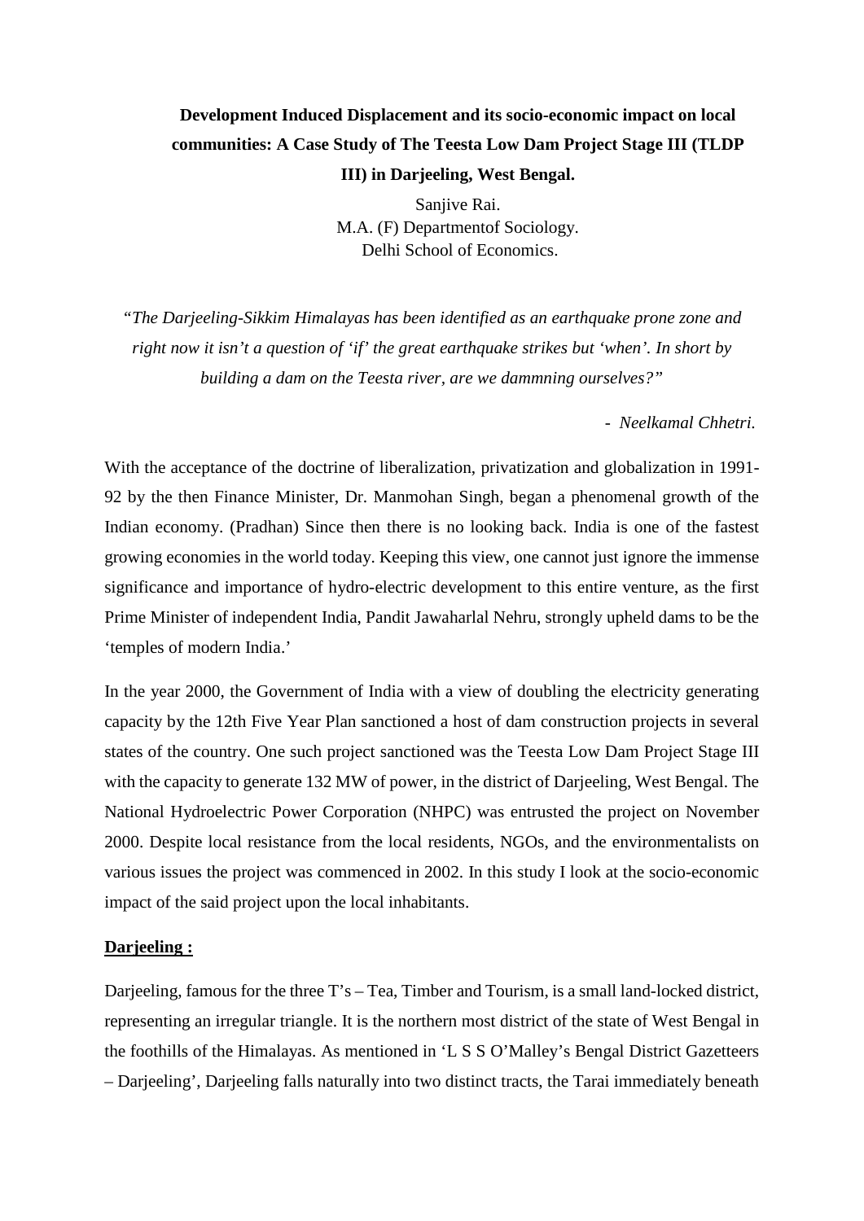# Development Induced Displacement and its socio-economic impact on local communities: A Case Study of The Teesta Low Dam Project Stage III (TLDP III) in Darjeeling, West Bengal.

Sanjive Rai.
M.A. (F) Departmentof Sociology.
Delhi School of Economics.

*"The Darjeeling-Sikkim Himalayas has been identified as an earthquake prone zone and right now it isn't a question of 'if' the great earthquake strikes but 'when'. In short by building a dam on the Teesta river, are we dammning ourselves?"*

*- Neelkamal Chhetri.*

With the acceptance of the doctrine of liberalization, privatization and globalization in 1991-92 by the then Finance Minister, Dr. Manmohan Singh, began a phenomenal growth of the Indian economy. (Pradhan) Since then there is no looking back. India is one of the fastest growing economies in the world today. Keeping this view, one cannot just ignore the immense significance and importance of hydro-electric development to this entire venture, as the first Prime Minister of independent India, Pandit Jawaharlal Nehru, strongly upheld dams to be the 'temples of modern India.'

In the year 2000, the Government of India with a view of doubling the electricity generating capacity by the 12th Five Year Plan sanctioned a host of dam construction projects in several states of the country. One such project sanctioned was the Teesta Low Dam Project Stage III with the capacity to generate 132 MW of power, in the district of Darjeeling, West Bengal. The National Hydroelectric Power Corporation (NHPC) was entrusted the project on November 2000. Despite local resistance from the local residents, NGOs, and the environmentalists on various issues the project was commenced in 2002. In this study I look at the socio-economic impact of the said project upon the local inhabitants.

## Darjeeling :

Darjeeling, famous for the three T's – Tea, Timber and Tourism, is a small land-locked district, representing an irregular triangle. It is the northern most district of the state of West Bengal in the foothills of the Himalayas. As mentioned in 'L S S O'Malley's Bengal District Gazetteers – Darjeeling', Darjeeling falls naturally into two distinct tracts, the Tarai immediately beneath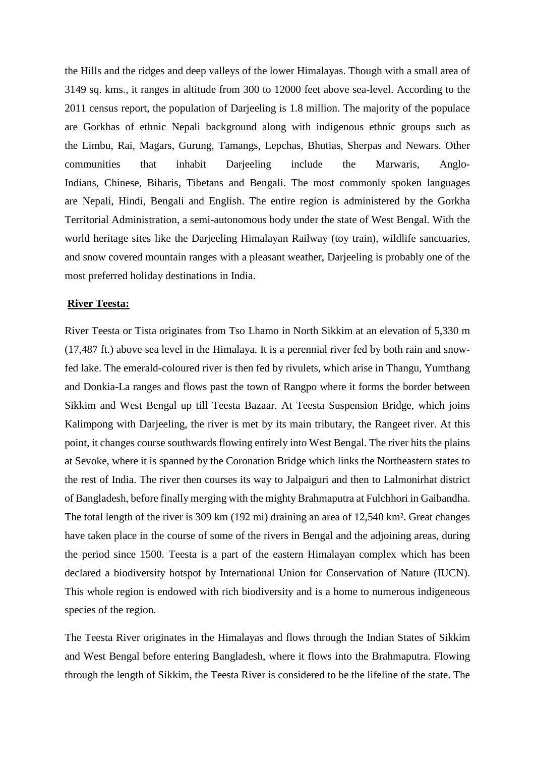the Hills and the ridges and deep valleys of the lower Himalayas. Though with a small area of 3149 sq. kms., it ranges in altitude from 300 to 12000 feet above sea-level. According to the 2011 census report, the population of Darjeeling is 1.8 million. The majority of the populace are Gorkhas of ethnic Nepali background along with indigenous ethnic groups such as the Limbu, Rai, Magars, Gurung, Tamangs, Lepchas, Bhutias, Sherpas and Newars. Other communities that inhabit Darjeeling include the Marwaris, Anglo-Indians, Chinese, Biharis, Tibetans and Bengali. The most commonly spoken languages are Nepali, Hindi, Bengali and English. The entire region is administered by the Gorkha Territorial Administration, a semi-autonomous body under the state of West Bengal. With the world heritage sites like the Darjeeling Himalayan Railway (toy train), wildlife sanctuaries, and snow covered mountain ranges with a pleasant weather, Darjeeling is probably one of the most preferred holiday destinations in India.

**River Teesta:**

River Teesta or Tista originates from Tso Lhamo in North Sikkim at an elevation of 5,330 m (17,487 ft.) above sea level in the Himalaya. It is a perennial river fed by both rain and snow-fed lake. The emerald-coloured river is then fed by rivulets, which arise in Thangu, Yumthang and Donkia-La ranges and flows past the town of Rangpo where it forms the border between Sikkim and West Bengal up till Teesta Bazaar. At Teesta Suspension Bridge, which joins Kalimpong with Darjeeling, the river is met by its main tributary, the Rangeet river. At this point, it changes course southwards flowing entirely into West Bengal. The river hits the plains at Sevoke, where it is spanned by the Coronation Bridge which links the Northeastern states to the rest of India. The river then courses its way to Jalpaiguri and then to Lalmonirhat district of Bangladesh, before finally merging with the mighty Brahmaputra at Fulchhori in Gaibandha. The total length of the river is 309 km (192 mi) draining an area of 12,540 km². Great changes have taken place in the course of some of the rivers in Bengal and the adjoining areas, during the period since 1500. Teesta is a part of the eastern Himalayan complex which has been declared a biodiversity hotspot by International Union for Conservation of Nature (IUCN). This whole region is endowed with rich biodiversity and is a home to numerous indigeneous species of the region.

The Teesta River originates in the Himalayas and flows through the Indian States of Sikkim and West Bengal before entering Bangladesh, where it flows into the Brahmaputra. Flowing through the length of Sikkim, the Teesta River is considered to be the lifeline of the state. The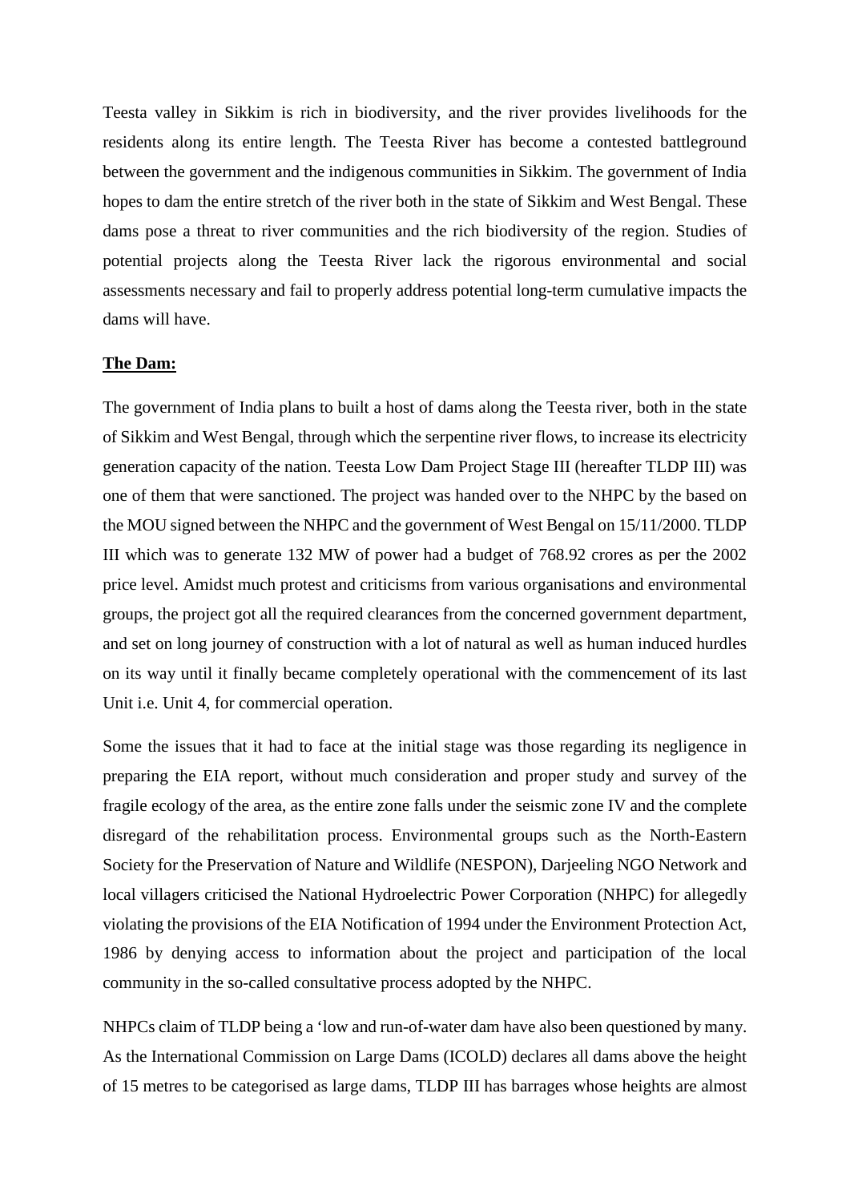Teesta valley in Sikkim is rich in biodiversity, and the river provides livelihoods for the residents along its entire length. The Teesta River has become a contested battleground between the government and the indigenous communities in Sikkim. The government of India hopes to dam the entire stretch of the river both in the state of Sikkim and West Bengal. These dams pose a threat to river communities and the rich biodiversity of the region. Studies of potential projects along the Teesta River lack the rigorous environmental and social assessments necessary and fail to properly address potential long-term cumulative impacts the dams will have.

**The Dam:**

The government of India plans to built a host of dams along the Teesta river, both in the state of Sikkim and West Bengal, through which the serpentine river flows, to increase its electricity generation capacity of the nation. Teesta Low Dam Project Stage III (hereafter TLDP III) was one of them that were sanctioned. The project was handed over to the NHPC by the based on the MOU signed between the NHPC and the government of West Bengal on 15/11/2000. TLDP III which was to generate 132 MW of power had a budget of 768.92 crores as per the 2002 price level. Amidst much protest and criticisms from various organisations and environmental groups, the project got all the required clearances from the concerned government department, and set on long journey of construction with a lot of natural as well as human induced hurdles on its way until it finally became completely operational with the commencement of its last Unit i.e. Unit 4, for commercial operation.

Some the issues that it had to face at the initial stage was those regarding its negligence in preparing the EIA report, without much consideration and proper study and survey of the fragile ecology of the area, as the entire zone falls under the seismic zone IV and the complete disregard of the rehabilitation process. Environmental groups such as the North-Eastern Society for the Preservation of Nature and Wildlife (NESPON), Darjeeling NGO Network and local villagers criticised the National Hydroelectric Power Corporation (NHPC) for allegedly violating the provisions of the EIA Notification of 1994 under the Environment Protection Act, 1986 by denying access to information about the project and participation of the local community in the so-called consultative process adopted by the NHPC.

NHPCs claim of TLDP being a 'low and run-of-water dam have also been questioned by many. As the International Commission on Large Dams (ICOLD) declares all dams above the height of 15 metres to be categorised as large dams, TLDP III has barrages whose heights are almost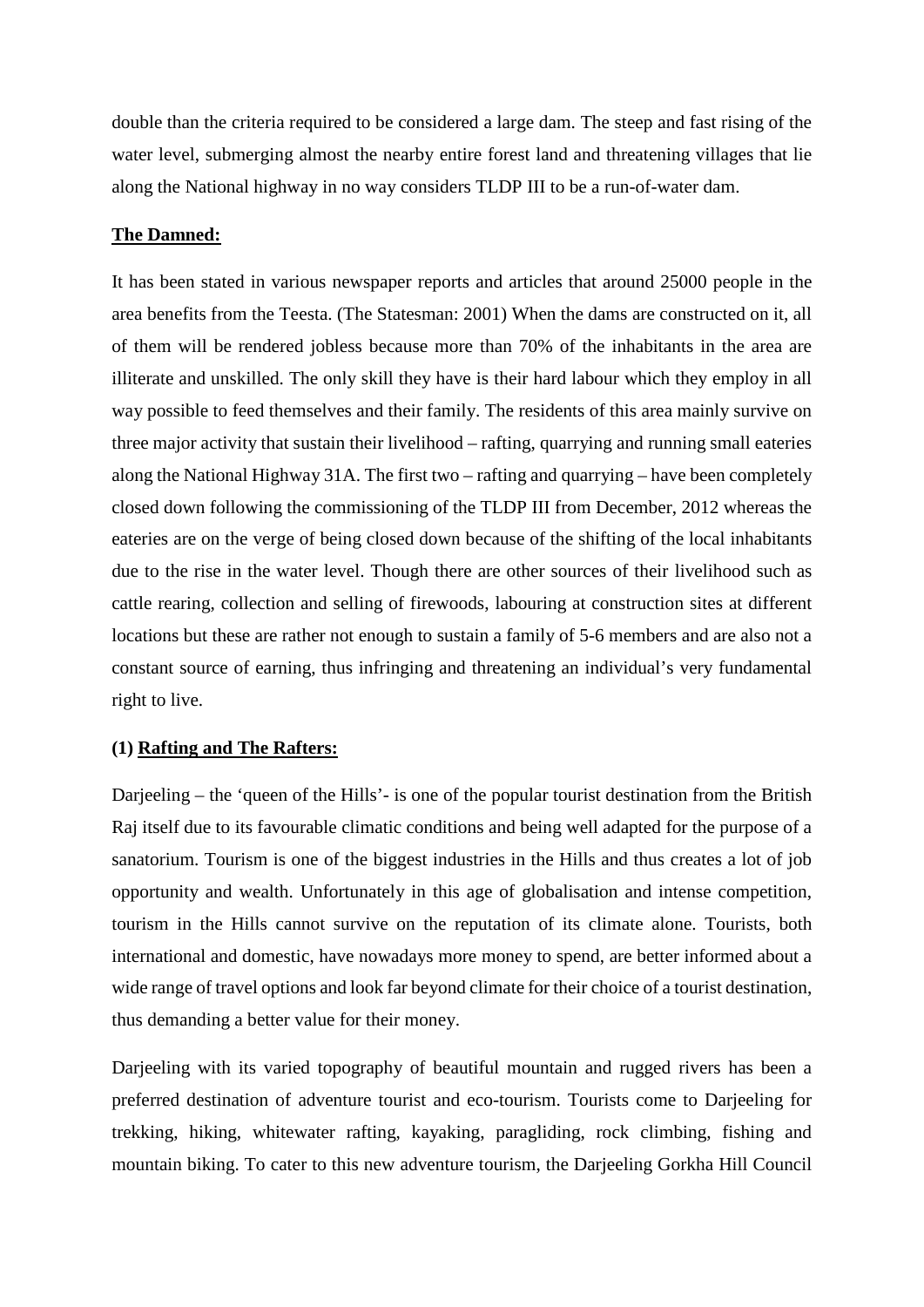double than the criteria required to be considered a large dam. The steep and fast rising of the water level, submerging almost the nearby entire forest land and threatening villages that lie along the National highway in no way considers TLDP III to be a run-of-water dam.

**<u>The Damned:</u>**

It has been stated in various newspaper reports and articles that around 25000 people in the area benefits from the Teesta. (The Statesman: 2001) When the dams are constructed on it, all of them will be rendered jobless because more than 70% of the inhabitants in the area are illiterate and unskilled. The only skill they have is their hard labour which they employ in all way possible to feed themselves and their family. The residents of this area mainly survive on three major activity that sustain their livelihood – rafting, quarrying and running small eateries along the National Highway 31A. The first two – rafting and quarrying – have been completely closed down following the commissioning of the TLDP III from December, 2012 whereas the eateries are on the verge of being closed down because of the shifting of the local inhabitants due to the rise in the water level. Though there are other sources of their livelihood such as cattle rearing, collection and selling of firewoods, labouring at construction sites at different locations but these are rather not enough to sustain a family of 5-6 members and are also not a constant source of earning, thus infringing and threatening an individual's very fundamental right to live.

**(1) <u>Rafting and The Rafters:</u>**

Darjeeling – the 'queen of the Hills'- is one of the popular tourist destination from the British Raj itself due to its favourable climatic conditions and being well adapted for the purpose of a sanatorium. Tourism is one of the biggest industries in the Hills and thus creates a lot of job opportunity and wealth. Unfortunately in this age of globalisation and intense competition, tourism in the Hills cannot survive on the reputation of its climate alone. Tourists, both international and domestic, have nowadays more money to spend, are better informed about a wide range of travel options and look far beyond climate for their choice of a tourist destination, thus demanding a better value for their money.

Darjeeling with its varied topography of beautiful mountain and rugged rivers has been a preferred destination of adventure tourist and eco-tourism. Tourists come to Darjeeling for trekking, hiking, whitewater rafting, kayaking, paragliding, rock climbing, fishing and mountain biking. To cater to this new adventure tourism, the Darjeeling Gorkha Hill Council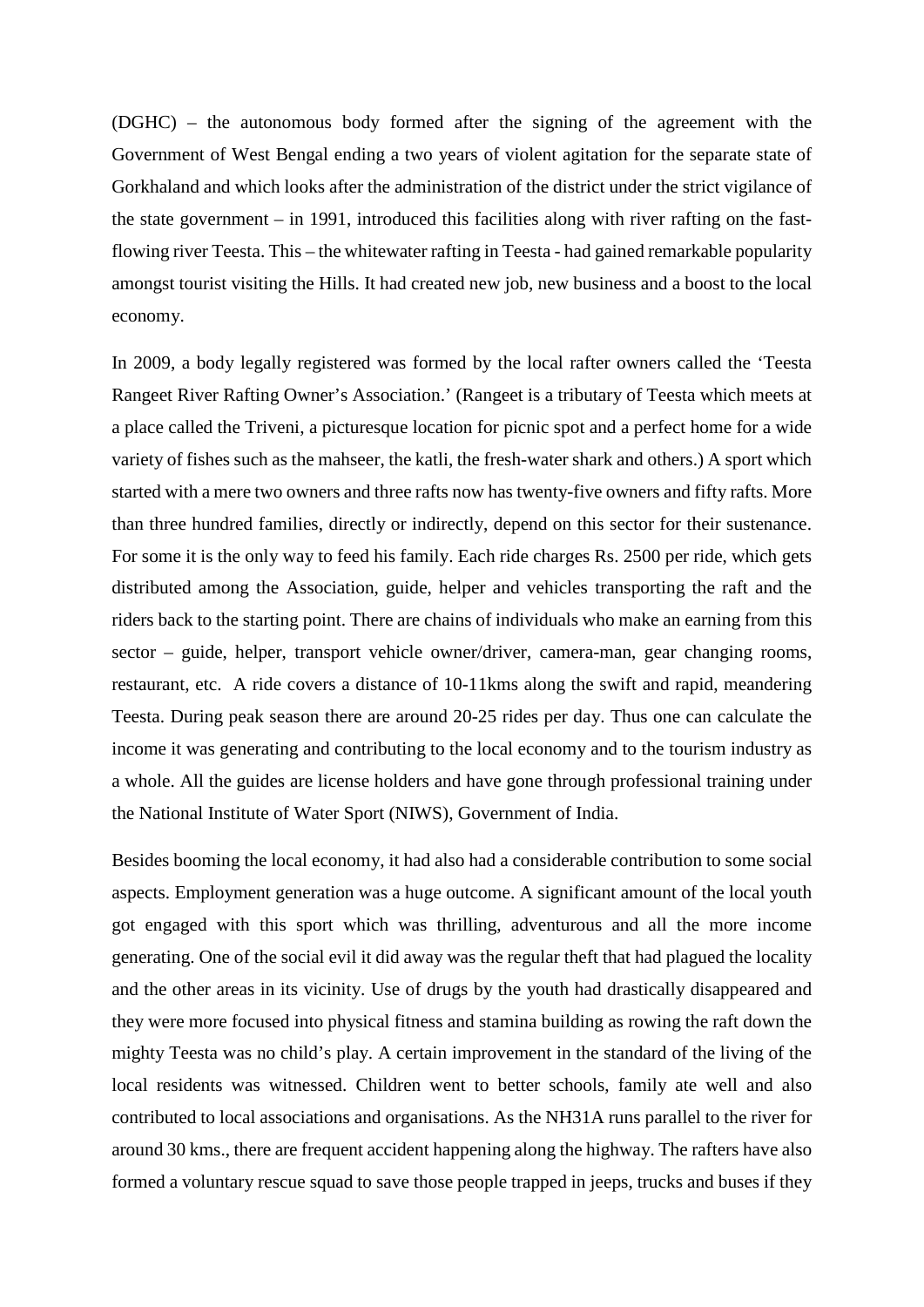(DGHC) – the autonomous body formed after the signing of the agreement with the Government of West Bengal ending a two years of violent agitation for the separate state of Gorkhaland and which looks after the administration of the district under the strict vigilance of the state government – in 1991, introduced this facilities along with river rafting on the fast-flowing river Teesta. This – the whitewater rafting in Teesta - had gained remarkable popularity amongst tourist visiting the Hills. It had created new job, new business and a boost to the local economy.

In 2009, a body legally registered was formed by the local rafter owners called the 'Teesta Rangeet River Rafting Owner's Association.' (Rangeet is a tributary of Teesta which meets at a place called the Triveni, a picturesque location for picnic spot and a perfect home for a wide variety of fishes such as the mahseer, the katli, the fresh-water shark and others.) A sport which started with a mere two owners and three rafts now has twenty-five owners and fifty rafts. More than three hundred families, directly or indirectly, depend on this sector for their sustenance. For some it is the only way to feed his family. Each ride charges Rs. 2500 per ride, which gets distributed among the Association, guide, helper and vehicles transporting the raft and the riders back to the starting point. There are chains of individuals who make an earning from this sector – guide, helper, transport vehicle owner/driver, camera-man, gear changing rooms, restaurant, etc. A ride covers a distance of 10-11kms along the swift and rapid, meandering Teesta. During peak season there are around 20-25 rides per day. Thus one can calculate the income it was generating and contributing to the local economy and to the tourism industry as a whole. All the guides are license holders and have gone through professional training under the National Institute of Water Sport (NIWS), Government of India.

Besides booming the local economy, it had also had a considerable contribution to some social aspects. Employment generation was a huge outcome. A significant amount of the local youth got engaged with this sport which was thrilling, adventurous and all the more income generating. One of the social evil it did away was the regular theft that had plagued the locality and the other areas in its vicinity. Use of drugs by the youth had drastically disappeared and they were more focused into physical fitness and stamina building as rowing the raft down the mighty Teesta was no child's play. A certain improvement in the standard of the living of the local residents was witnessed. Children went to better schools, family ate well and also contributed to local associations and organisations. As the NH31A runs parallel to the river for around 30 kms., there are frequent accident happening along the highway. The rafters have also formed a voluntary rescue squad to save those people trapped in jeeps, trucks and buses if they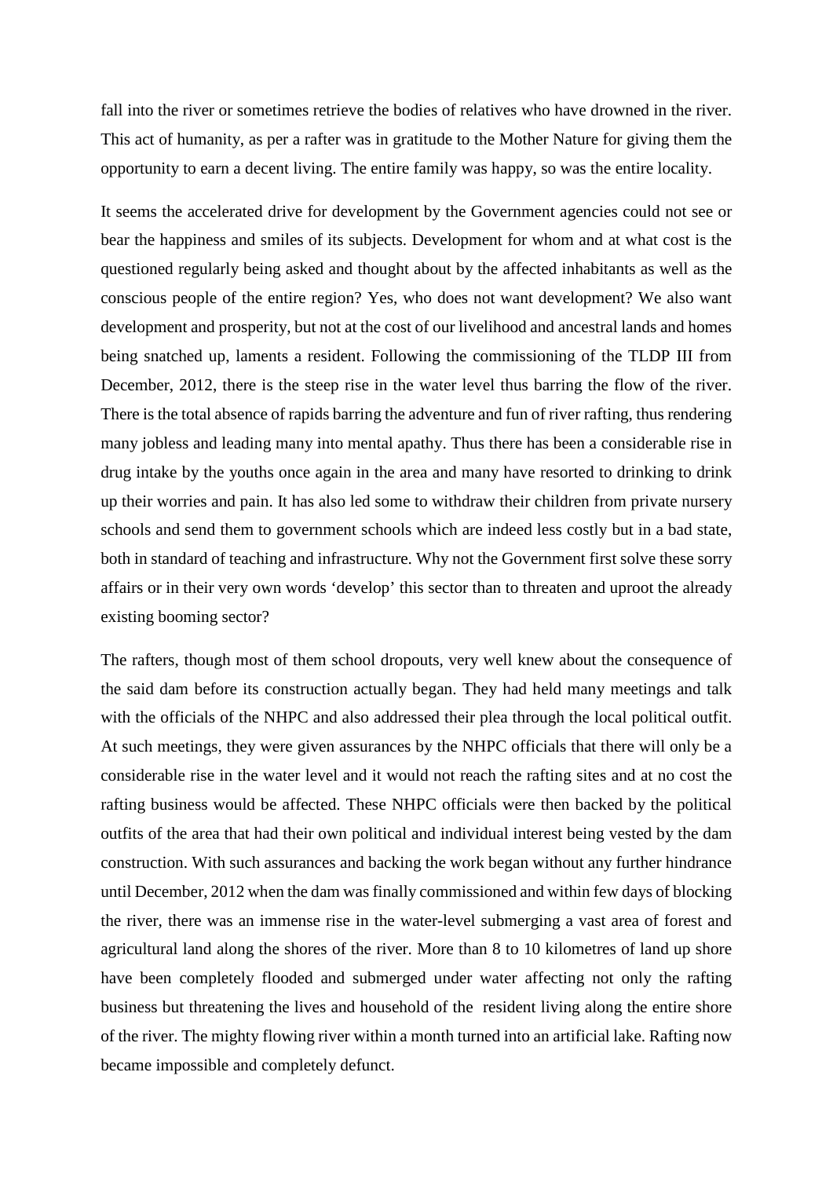fall into the river or sometimes retrieve the bodies of relatives who have drowned in the river. This act of humanity, as per a rafter was in gratitude to the Mother Nature for giving them the opportunity to earn a decent living. The entire family was happy, so was the entire locality.

It seems the accelerated drive for development by the Government agencies could not see or bear the happiness and smiles of its subjects. Development for whom and at what cost is the questioned regularly being asked and thought about by the affected inhabitants as well as the conscious people of the entire region? Yes, who does not want development? We also want development and prosperity, but not at the cost of our livelihood and ancestral lands and homes being snatched up, laments a resident. Following the commissioning of the TLDP III from December, 2012, there is the steep rise in the water level thus barring the flow of the river. There is the total absence of rapids barring the adventure and fun of river rafting, thus rendering many jobless and leading many into mental apathy. Thus there has been a considerable rise in drug intake by the youths once again in the area and many have resorted to drinking to drink up their worries and pain. It has also led some to withdraw their children from private nursery schools and send them to government schools which are indeed less costly but in a bad state, both in standard of teaching and infrastructure. Why not the Government first solve these sorry affairs or in their very own words 'develop' this sector than to threaten and uproot the already existing booming sector?

The rafters, though most of them school dropouts, very well knew about the consequence of the said dam before its construction actually began. They had held many meetings and talk with the officials of the NHPC and also addressed their plea through the local political outfit. At such meetings, they were given assurances by the NHPC officials that there will only be a considerable rise in the water level and it would not reach the rafting sites and at no cost the rafting business would be affected. These NHPC officials were then backed by the political outfits of the area that had their own political and individual interest being vested by the dam construction. With such assurances and backing the work began without any further hindrance until December, 2012 when the dam was finally commissioned and within few days of blocking the river, there was an immense rise in the water-level submerging a vast area of forest and agricultural land along the shores of the river. More than 8 to 10 kilometres of land up shore have been completely flooded and submerged under water affecting not only the rafting business but threatening the lives and household of the resident living along the entire shore of the river. The mighty flowing river within a month turned into an artificial lake. Rafting now became impossible and completely defunct.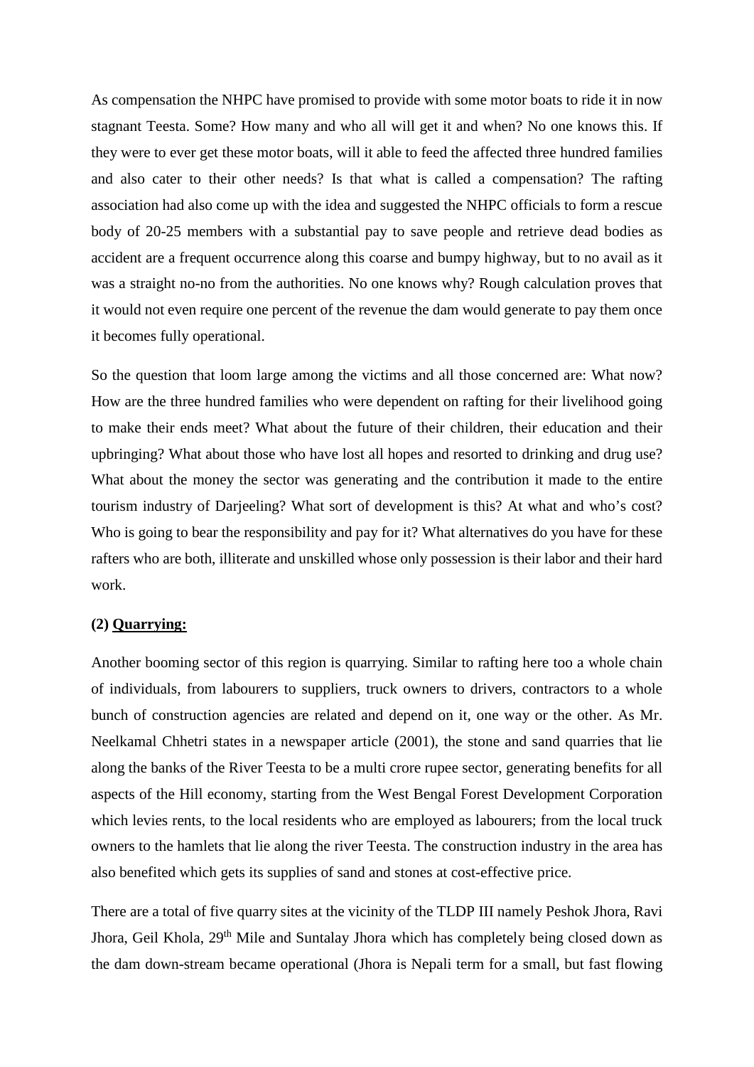As compensation the NHPC have promised to provide with some motor boats to ride it in now stagnant Teesta. Some? How many and who all will get it and when? No one knows this. If they were to ever get these motor boats, will it able to feed the affected three hundred families and also cater to their other needs? Is that what is called a compensation? The rafting association had also come up with the idea and suggested the NHPC officials to form a rescue body of 20-25 members with a substantial pay to save people and retrieve dead bodies as accident are a frequent occurrence along this coarse and bumpy highway, but to no avail as it was a straight no-no from the authorities. No one knows why? Rough calculation proves that it would not even require one percent of the revenue the dam would generate to pay them once it becomes fully operational.

So the question that loom large among the victims and all those concerned are: What now? How are the three hundred families who were dependent on rafting for their livelihood going to make their ends meet? What about the future of their children, their education and their upbringing? What about those who have lost all hopes and resorted to drinking and drug use? What about the money the sector was generating and the contribution it made to the entire tourism industry of Darjeeling? What sort of development is this? At what and who's cost? Who is going to bear the responsibility and pay for it? What alternatives do you have for these rafters who are both, illiterate and unskilled whose only possession is their labor and their hard work.

**(2) <u>Quarrying:</u>**

Another booming sector of this region is quarrying. Similar to rafting here too a whole chain of individuals, from labourers to suppliers, truck owners to drivers, contractors to a whole bunch of construction agencies are related and depend on it, one way or the other. As Mr. Neelkamal Chhetri states in a newspaper article (2001), the stone and sand quarries that lie along the banks of the River Teesta to be a multi crore rupee sector, generating benefits for all aspects of the Hill economy, starting from the West Bengal Forest Development Corporation which levies rents, to the local residents who are employed as labourers; from the local truck owners to the hamlets that lie along the river Teesta. The construction industry in the area has also benefited which gets its supplies of sand and stones at cost-effective price.

There are a total of five quarry sites at the vicinity of the TLDP III namely Peshok Jhora, Ravi Jhora, Geil Khola, 29th Mile and Suntalay Jhora which has completely being closed down as the dam down-stream became operational (Jhora is Nepali term for a small, but fast flowing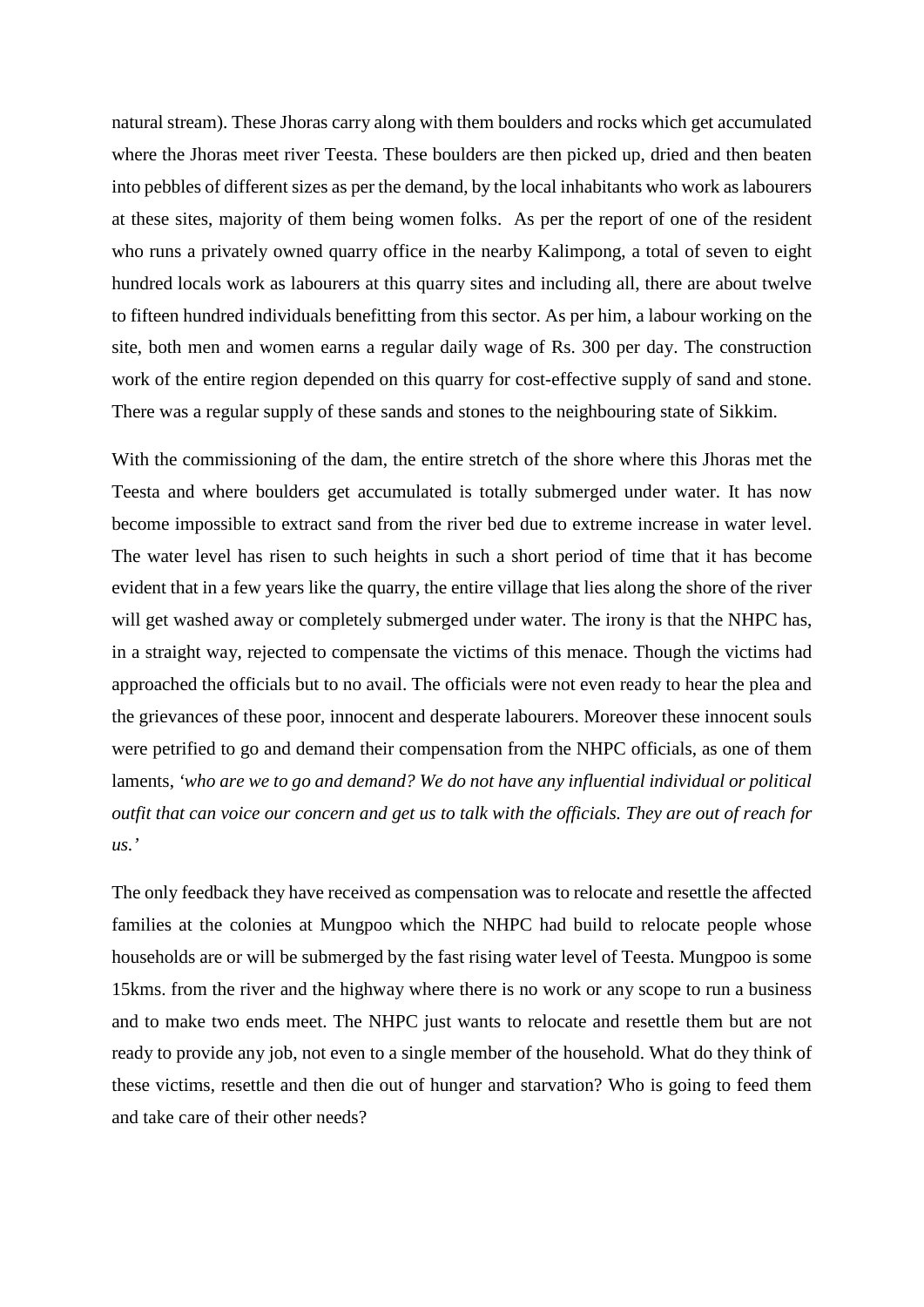natural stream). These Jhoras carry along with them boulders and rocks which get accumulated where the Jhoras meet river Teesta. These boulders are then picked up, dried and then beaten into pebbles of different sizes as per the demand, by the local inhabitants who work as labourers at these sites, majority of them being women folks. As per the report of one of the resident who runs a privately owned quarry office in the nearby Kalimpong, a total of seven to eight hundred locals work as labourers at this quarry sites and including all, there are about twelve to fifteen hundred individuals benefitting from this sector. As per him, a labour working on the site, both men and women earns a regular daily wage of Rs. 300 per day. The construction work of the entire region depended on this quarry for cost-effective supply of sand and stone. There was a regular supply of these sands and stones to the neighbouring state of Sikkim.

With the commissioning of the dam, the entire stretch of the shore where this Jhoras met the Teesta and where boulders get accumulated is totally submerged under water. It has now become impossible to extract sand from the river bed due to extreme increase in water level. The water level has risen to such heights in such a short period of time that it has become evident that in a few years like the quarry, the entire village that lies along the shore of the river will get washed away or completely submerged under water. The irony is that the NHPC has, in a straight way, rejected to compensate the victims of this menace. Though the victims had approached the officials but to no avail. The officials were not even ready to hear the plea and the grievances of these poor, innocent and desperate labourers. Moreover these innocent souls were petrified to go and demand their compensation from the NHPC officials, as one of them laments, *'who are we to go and demand? We do not have any influential individual or political outfit that can voice our concern and get us to talk with the officials. They are out of reach for us.'*

The only feedback they have received as compensation was to relocate and resettle the affected families at the colonies at Mungpoo which the NHPC had build to relocate people whose households are or will be submerged by the fast rising water level of Teesta. Mungpoo is some 15kms. from the river and the highway where there is no work or any scope to run a business and to make two ends meet. The NHPC just wants to relocate and resettle them but are not ready to provide any job, not even to a single member of the household. What do they think of these victims, resettle and then die out of hunger and starvation? Who is going to feed them and take care of their other needs?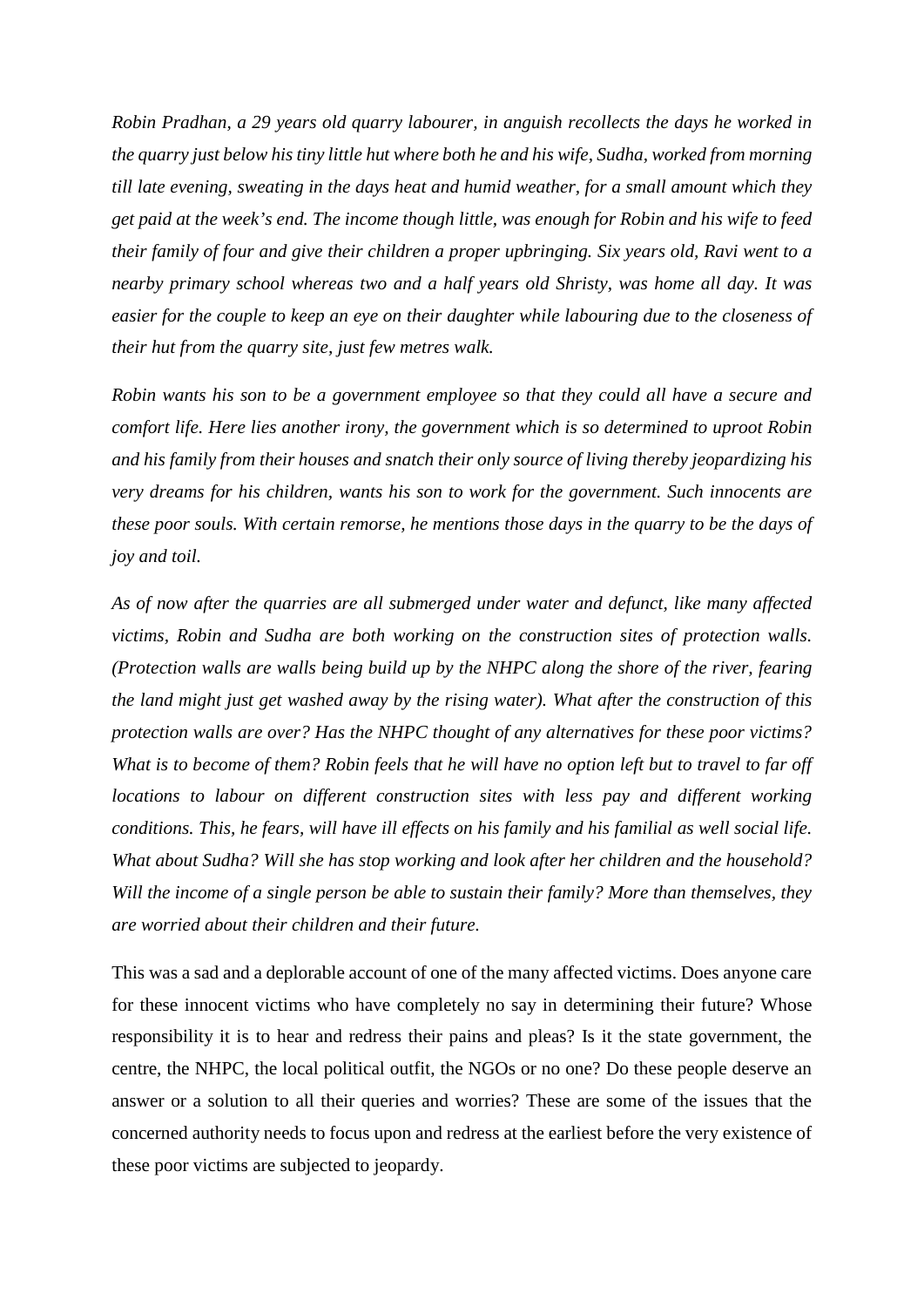*Robin Pradhan, a 29 years old quarry labourer, in anguish recollects the days he worked in the quarry just below his tiny little hut where both he and his wife, Sudha, worked from morning till late evening, sweating in the days heat and humid weather, for a small amount which they get paid at the week's end. The income though little, was enough for Robin and his wife to feed their family of four and give their children a proper upbringing. Six years old, Ravi went to a nearby primary school whereas two and a half years old Shristy, was home all day. It was easier for the couple to keep an eye on their daughter while labouring due to the closeness of their hut from the quarry site, just few metres walk.*

*Robin wants his son to be a government employee so that they could all have a secure and comfort life. Here lies another irony, the government which is so determined to uproot Robin and his family from their houses and snatch their only source of living thereby jeopardizing his very dreams for his children, wants his son to work for the government. Such innocents are these poor souls. With certain remorse, he mentions those days in the quarry to be the days of joy and toil.*

*As of now after the quarries are all submerged under water and defunct, like many affected victims, Robin and Sudha are both working on the construction sites of protection walls. (Protection walls are walls being build up by the NHPC along the shore of the river, fearing the land might just get washed away by the rising water). What after the construction of this protection walls are over? Has the NHPC thought of any alternatives for these poor victims? What is to become of them? Robin feels that he will have no option left but to travel to far off locations to labour on different construction sites with less pay and different working conditions. This, he fears, will have ill effects on his family and his familial as well social life. What about Sudha? Will she has stop working and look after her children and the household? Will the income of a single person be able to sustain their family? More than themselves, they are worried about their children and their future.*

This was a sad and a deplorable account of one of the many affected victims. Does anyone care for these innocent victims who have completely no say in determining their future? Whose responsibility it is to hear and redress their pains and pleas? Is it the state government, the centre, the NHPC, the local political outfit, the NGOs or no one? Do these people deserve an answer or a solution to all their queries and worries? These are some of the issues that the concerned authority needs to focus upon and redress at the earliest before the very existence of these poor victims are subjected to jeopardy.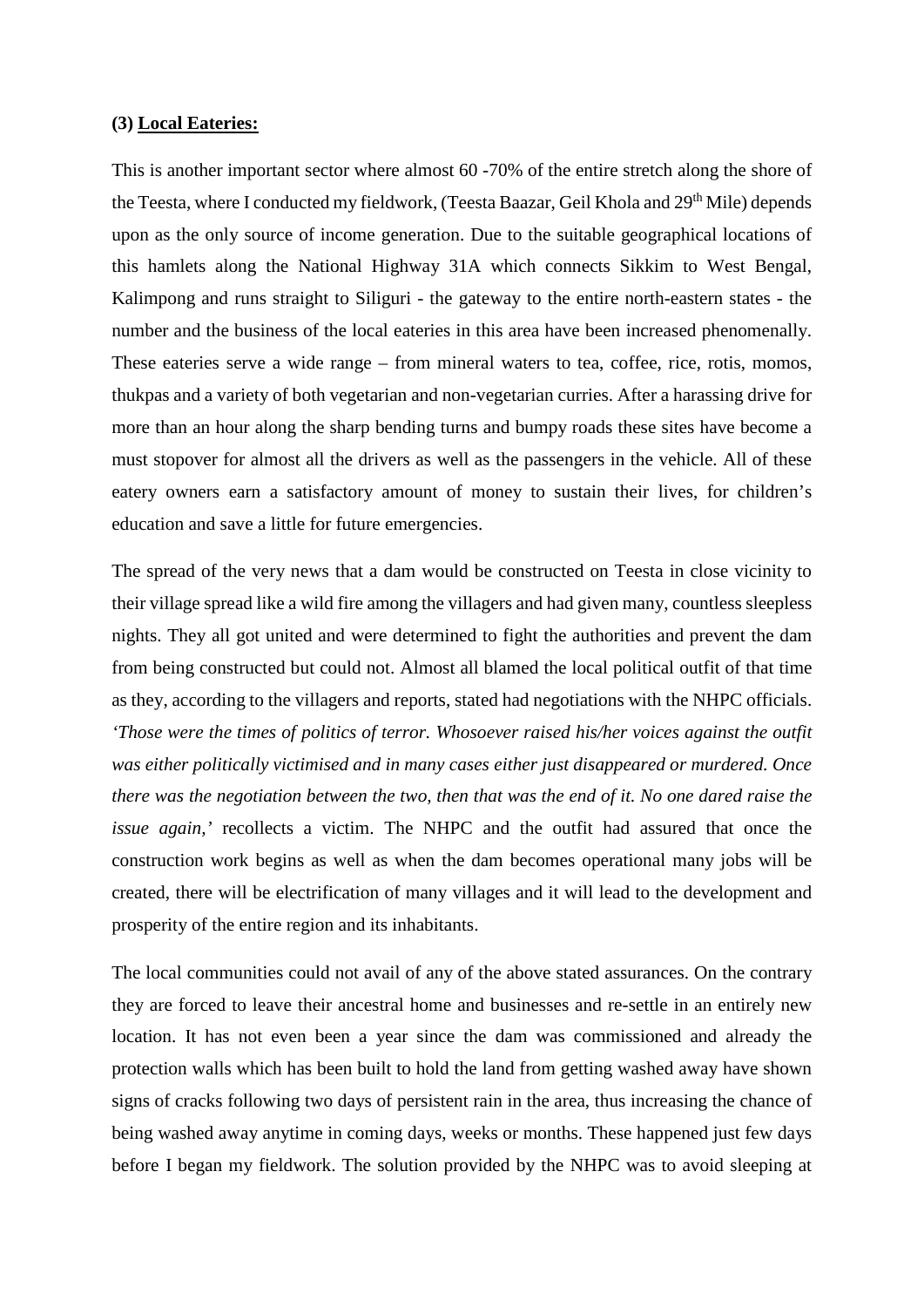**(3) Local Eateries:**

This is another important sector where almost 60 -70% of the entire stretch along the shore of the Teesta, where I conducted my fieldwork, (Teesta Baazar, Geil Khola and 29th Mile) depends upon as the only source of income generation. Due to the suitable geographical locations of this hamlets along the National Highway 31A which connects Sikkim to West Bengal, Kalimpong and runs straight to Siliguri - the gateway to the entire north-eastern states - the number and the business of the local eateries in this area have been increased phenomenally. These eateries serve a wide range – from mineral waters to tea, coffee, rice, rotis, momos, thukpas and a variety of both vegetarian and non-vegetarian curries. After a harassing drive for more than an hour along the sharp bending turns and bumpy roads these sites have become a must stopover for almost all the drivers as well as the passengers in the vehicle. All of these eatery owners earn a satisfactory amount of money to sustain their lives, for children's education and save a little for future emergencies.

The spread of the very news that a dam would be constructed on Teesta in close vicinity to their village spread like a wild fire among the villagers and had given many, countless sleepless nights. They all got united and were determined to fight the authorities and prevent the dam from being constructed but could not. Almost all blamed the local political outfit of that time as they, according to the villagers and reports, stated had negotiations with the NHPC officials. *'Those were the times of politics of terror. Whosoever raised his/her voices against the outfit was either politically victimised and in many cases either just disappeared or murdered. Once there was the negotiation between the two, then that was the end of it. No one dared raise the issue again,'* recollects a victim. The NHPC and the outfit had assured that once the construction work begins as well as when the dam becomes operational many jobs will be created, there will be electrification of many villages and it will lead to the development and prosperity of the entire region and its inhabitants.

The local communities could not avail of any of the above stated assurances. On the contrary they are forced to leave their ancestral home and businesses and re-settle in an entirely new location. It has not even been a year since the dam was commissioned and already the protection walls which has been built to hold the land from getting washed away have shown signs of cracks following two days of persistent rain in the area, thus increasing the chance of being washed away anytime in coming days, weeks or months. These happened just few days before I began my fieldwork. The solution provided by the NHPC was to avoid sleeping at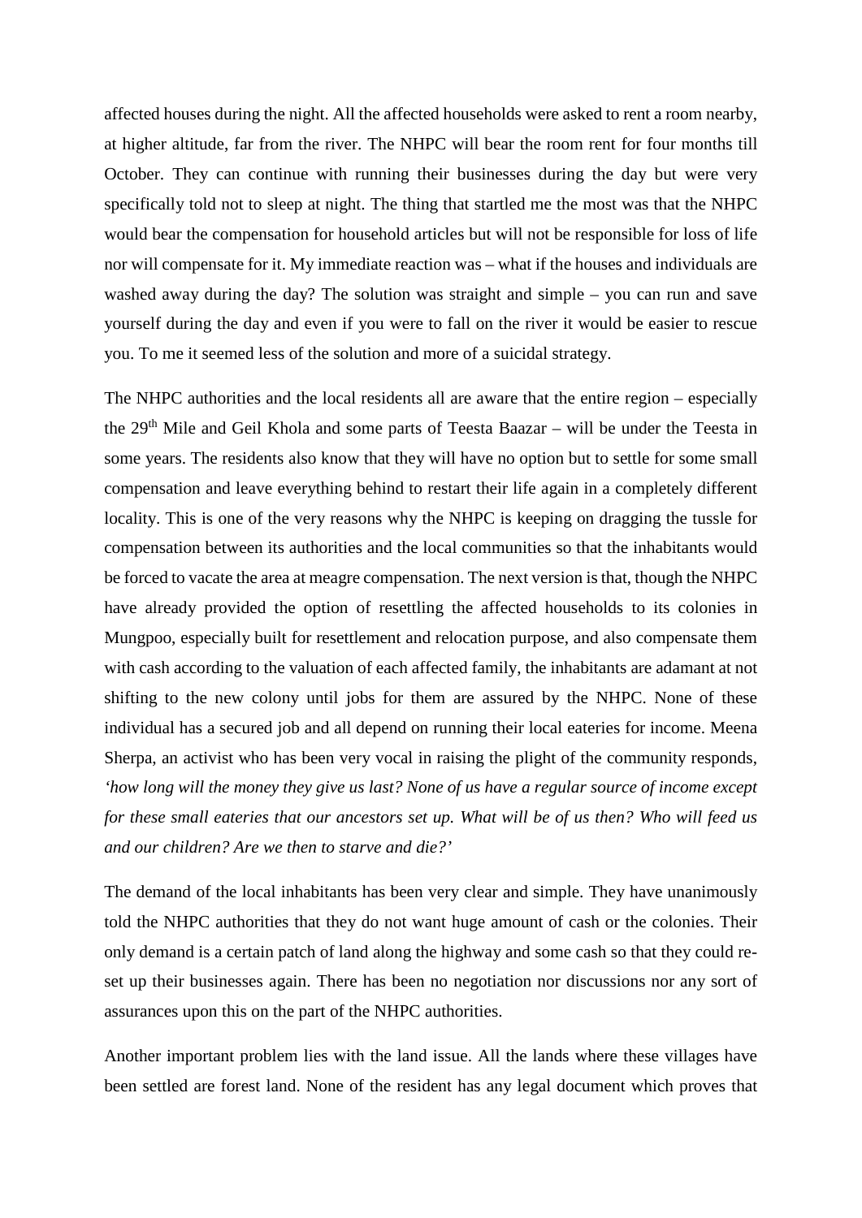affected houses during the night. All the affected households were asked to rent a room nearby, at higher altitude, far from the river. The NHPC will bear the room rent for four months till October. They can continue with running their businesses during the day but were very specifically told not to sleep at night. The thing that startled me the most was that the NHPC would bear the compensation for household articles but will not be responsible for loss of life nor will compensate for it. My immediate reaction was – what if the houses and individuals are washed away during the day? The solution was straight and simple – you can run and save yourself during the day and even if you were to fall on the river it would be easier to rescue you. To me it seemed less of the solution and more of a suicidal strategy.

The NHPC authorities and the local residents all are aware that the entire region – especially the 29th Mile and Geil Khola and some parts of Teesta Baazar – will be under the Teesta in some years. The residents also know that they will have no option but to settle for some small compensation and leave everything behind to restart their life again in a completely different locality. This is one of the very reasons why the NHPC is keeping on dragging the tussle for compensation between its authorities and the local communities so that the inhabitants would be forced to vacate the area at meagre compensation. The next version is that, though the NHPC have already provided the option of resettling the affected households to its colonies in Mungpoo, especially built for resettlement and relocation purpose, and also compensate them with cash according to the valuation of each affected family, the inhabitants are adamant at not shifting to the new colony until jobs for them are assured by the NHPC. None of these individual has a secured job and all depend on running their local eateries for income. Meena Sherpa, an activist who has been very vocal in raising the plight of the community responds, *'how long will the money they give us last? None of us have a regular source of income except for these small eateries that our ancestors set up. What will be of us then? Who will feed us and our children? Are we then to starve and die?'*

The demand of the local inhabitants has been very clear and simple. They have unanimously told the NHPC authorities that they do not want huge amount of cash or the colonies. Their only demand is a certain patch of land along the highway and some cash so that they could re-set up their businesses again. There has been no negotiation nor discussions nor any sort of assurances upon this on the part of the NHPC authorities.

Another important problem lies with the land issue. All the lands where these villages have been settled are forest land. None of the resident has any legal document which proves that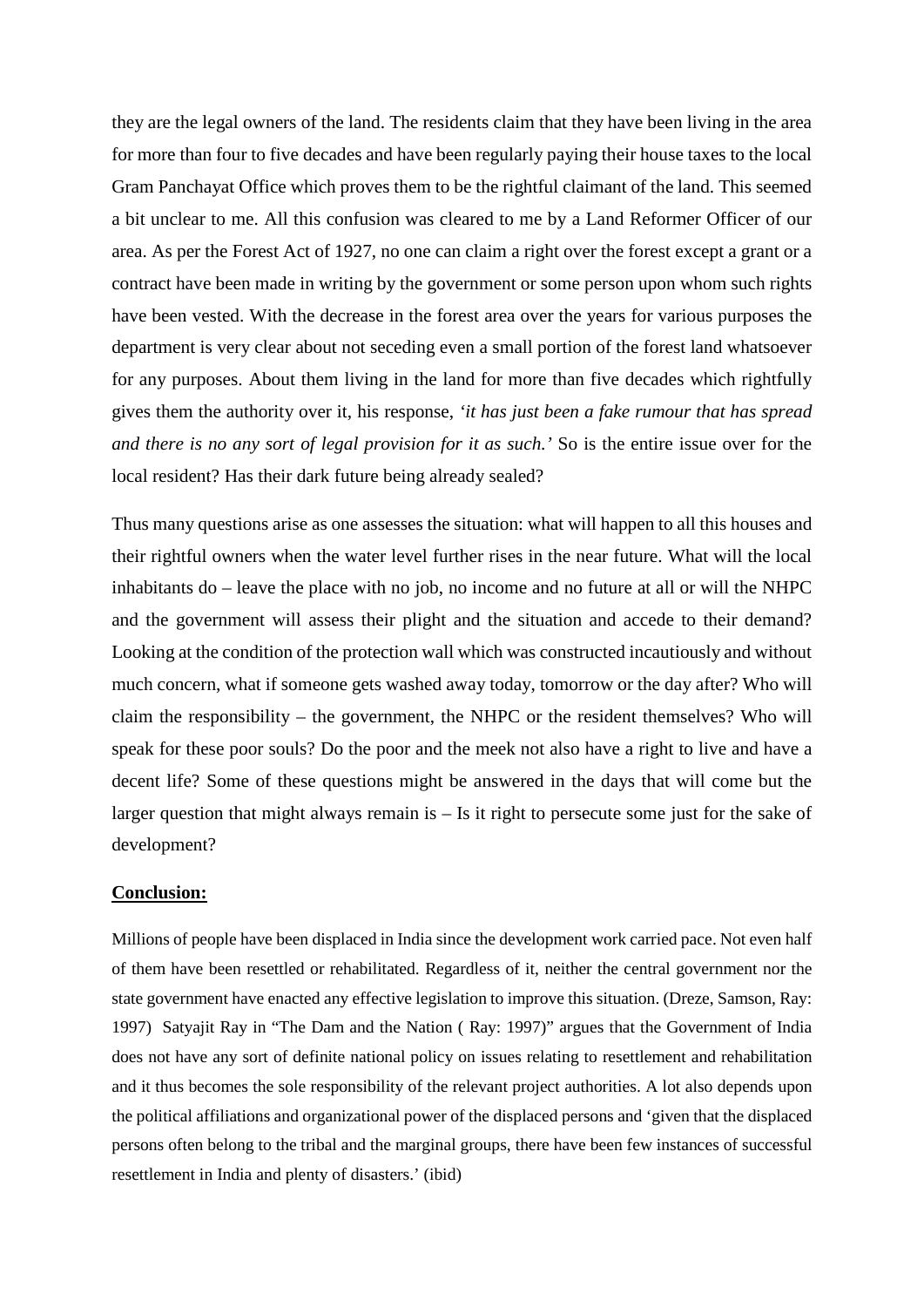they are the legal owners of the land. The residents claim that they have been living in the area for more than four to five decades and have been regularly paying their house taxes to the local Gram Panchayat Office which proves them to be the rightful claimant of the land. This seemed a bit unclear to me. All this confusion was cleared to me by a Land Reformer Officer of our area. As per the Forest Act of 1927, no one can claim a right over the forest except a grant or a contract have been made in writing by the government or some person upon whom such rights have been vested. With the decrease in the forest area over the years for various purposes the department is very clear about not seceding even a small portion of the forest land whatsoever for any purposes. About them living in the land for more than five decades which rightfully gives them the authority over it, his response, *'it has just been a fake rumour that has spread and there is no any sort of legal provision for it as such.'* So is the entire issue over for the local resident? Has their dark future being already sealed?

Thus many questions arise as one assesses the situation: what will happen to all this houses and their rightful owners when the water level further rises in the near future. What will the local inhabitants do – leave the place with no job, no income and no future at all or will the NHPC and the government will assess their plight and the situation and accede to their demand? Looking at the condition of the protection wall which was constructed incautiously and without much concern, what if someone gets washed away today, tomorrow or the day after? Who will claim the responsibility – the government, the NHPC or the resident themselves? Who will speak for these poor souls? Do the poor and the meek not also have a right to live and have a decent life? Some of these questions might be answered in the days that will come but the larger question that might always remain is – Is it right to persecute some just for the sake of development?

## Conclusion:

Millions of people have been displaced in India since the development work carried pace. Not even half of them have been resettled or rehabilitated. Regardless of it, neither the central government nor the state government have enacted any effective legislation to improve this situation. (Dreze, Samson, Ray: 1997) Satyajit Ray in "The Dam and the Nation ( Ray: 1997)" argues that the Government of India does not have any sort of definite national policy on issues relating to resettlement and rehabilitation and it thus becomes the sole responsibility of the relevant project authorities. A lot also depends upon the political affiliations and organizational power of the displaced persons and 'given that the displaced persons often belong to the tribal and the marginal groups, there have been few instances of successful resettlement in India and plenty of disasters.' (ibid)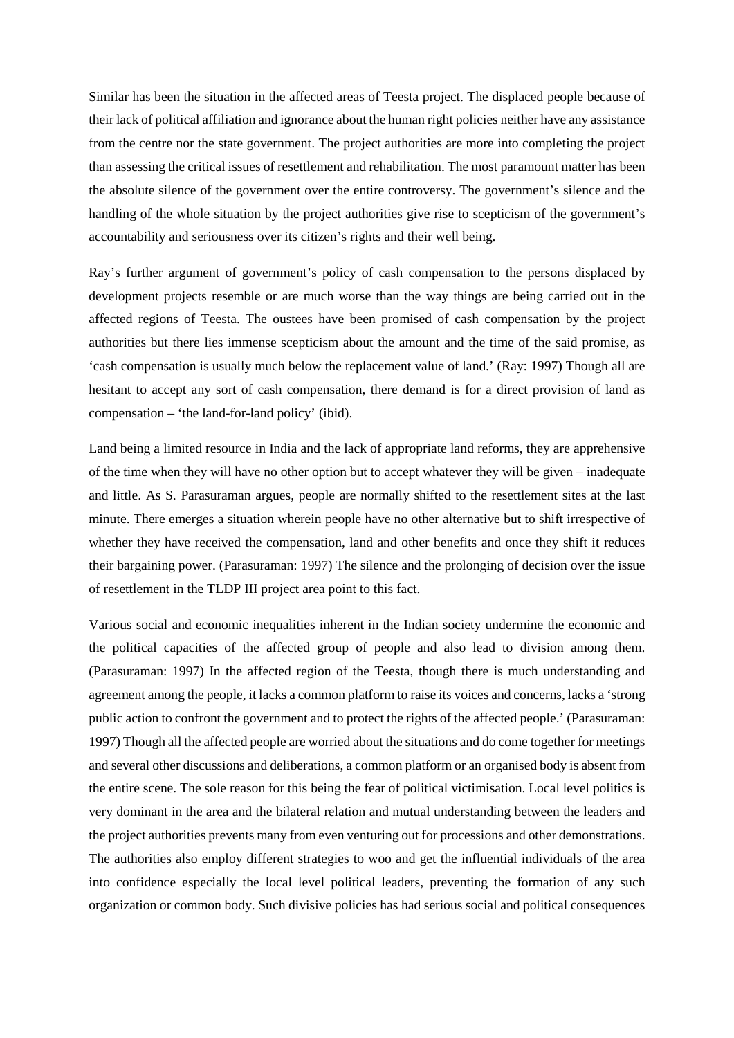Similar has been the situation in the affected areas of Teesta project. The displaced people because of their lack of political affiliation and ignorance about the human right policies neither have any assistance from the centre nor the state government. The project authorities are more into completing the project than assessing the critical issues of resettlement and rehabilitation. The most paramount matter has been the absolute silence of the government over the entire controversy. The government's silence and the handling of the whole situation by the project authorities give rise to scepticism of the government's accountability and seriousness over its citizen's rights and their well being.

Ray's further argument of government's policy of cash compensation to the persons displaced by development projects resemble or are much worse than the way things are being carried out in the affected regions of Teesta. The oustees have been promised of cash compensation by the project authorities but there lies immense scepticism about the amount and the time of the said promise, as 'cash compensation is usually much below the replacement value of land.' (Ray: 1997) Though all are hesitant to accept any sort of cash compensation, there demand is for a direct provision of land as compensation – 'the land-for-land policy' (ibid).

Land being a limited resource in India and the lack of appropriate land reforms, they are apprehensive of the time when they will have no other option but to accept whatever they will be given – inadequate and little. As S. Parasuraman argues, people are normally shifted to the resettlement sites at the last minute. There emerges a situation wherein people have no other alternative but to shift irrespective of whether they have received the compensation, land and other benefits and once they shift it reduces their bargaining power. (Parasuraman: 1997) The silence and the prolonging of decision over the issue of resettlement in the TLDP III project area point to this fact.

Various social and economic inequalities inherent in the Indian society undermine the economic and the political capacities of the affected group of people and also lead to division among them. (Parasuraman: 1997) In the affected region of the Teesta, though there is much understanding and agreement among the people, it lacks a common platform to raise its voices and concerns, lacks a 'strong public action to confront the government and to protect the rights of the affected people.' (Parasuraman: 1997) Though all the affected people are worried about the situations and do come together for meetings and several other discussions and deliberations, a common platform or an organised body is absent from the entire scene. The sole reason for this being the fear of political victimisation. Local level politics is very dominant in the area and the bilateral relation and mutual understanding between the leaders and the project authorities prevents many from even venturing out for processions and other demonstrations. The authorities also employ different strategies to woo and get the influential individuals of the area into confidence especially the local level political leaders, preventing the formation of any such organization or common body. Such divisive policies has had serious social and political consequences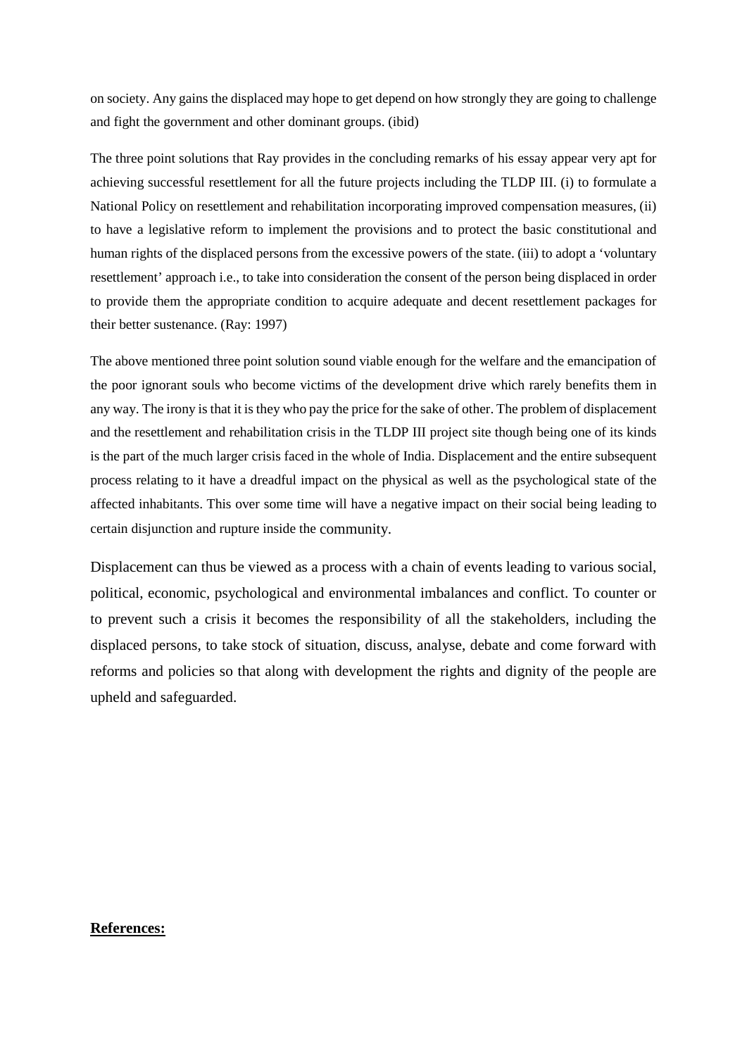on society. Any gains the displaced may hope to get depend on how strongly they are going to challenge and fight the government and other dominant groups. (ibid)

The three point solutions that Ray provides in the concluding remarks of his essay appear very apt for achieving successful resettlement for all the future projects including the TLDP III. (i) to formulate a National Policy on resettlement and rehabilitation incorporating improved compensation measures, (ii) to have a legislative reform to implement the provisions and to protect the basic constitutional and human rights of the displaced persons from the excessive powers of the state. (iii) to adopt a 'voluntary resettlement' approach i.e., to take into consideration the consent of the person being displaced in order to provide them the appropriate condition to acquire adequate and decent resettlement packages for their better sustenance. (Ray: 1997)

The above mentioned three point solution sound viable enough for the welfare and the emancipation of the poor ignorant souls who become victims of the development drive which rarely benefits them in any way. The irony is that it is they who pay the price for the sake of other. The problem of displacement and the resettlement and rehabilitation crisis in the TLDP III project site though being one of its kinds is the part of the much larger crisis faced in the whole of India. Displacement and the entire subsequent process relating to it have a dreadful impact on the physical as well as the psychological state of the affected inhabitants. This over some time will have a negative impact on their social being leading to certain disjunction and rupture inside the community.

Displacement can thus be viewed as a process with a chain of events leading to various social, political, economic, psychological and environmental imbalances and conflict. To counter or to prevent such a crisis it becomes the responsibility of all the stakeholders, including the displaced persons, to take stock of situation, discuss, analyse, debate and come forward with reforms and policies so that along with development the rights and dignity of the people are upheld and safeguarded.

**References:**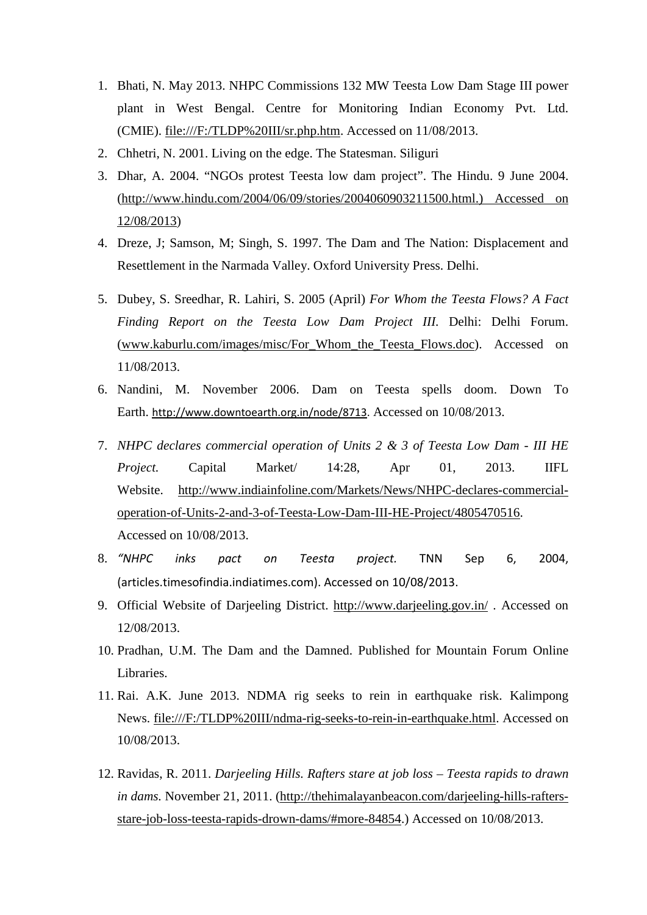1. Bhati, N. May 2013. NHPC Commissions 132 MW Teesta Low Dam Stage III power plant in West Bengal. Centre for Monitoring Indian Economy Pvt. Ltd. (CMIE). file:///F:/TLDP%20III/sr.php.htm. Accessed on 11/08/2013.
2. Chhetri, N. 2001. Living on the edge. The Statesman. Siliguri
3. Dhar, A. 2004. "NGOs protest Teesta low dam project". The Hindu. 9 June 2004. (http://www.hindu.com/2004/06/09/stories/2004060903211500.html.) Accessed on 12/08/2013)
4. Dreze, J; Samson, M; Singh, S. 1997. The Dam and The Nation: Displacement and Resettlement in the Narmada Valley. Oxford University Press. Delhi.
5. Dubey, S. Sreedhar, R. Lahiri, S. 2005 (April) *For Whom the Teesta Flows? A Fact Finding Report on the Teesta Low Dam Project III.* Delhi: Delhi Forum. (www.kaburlu.com/images/misc/For_Whom_the_Teesta_Flows.doc). Accessed on 11/08/2013.
6. Nandini, M. November 2006. Dam on Teesta spells doom. Down To Earth. http://www.downtoearth.org.in/node/8713. Accessed on 10/08/2013.
7. *NHPC declares commercial operation of Units 2 & 3 of Teesta Low Dam - III HE Project.* Capital Market/ 14:28, Apr 01, 2013. IIFL Website. http://www.indiainfoline.com/Markets/News/NHPC-declares-commercial-operation-of-Units-2-and-3-of-Teesta-Low-Dam-III-HE-Project/4805470516. Accessed on 10/08/2013.
8. *"NHPC inks pact on Teesta project.* TNN Sep 6, 2004, (articles.timesofindia.indiatimes.com). Accessed on 10/08/2013.
9. Official Website of Darjeeling District. http://www.darjeeling.gov.in/ . Accessed on 12/08/2013.
10. Pradhan, U.M. The Dam and the Damned. Published for Mountain Forum Online Libraries.
11. Rai. A.K. June 2013. NDMA rig seeks to rein in earthquake risk. Kalimpong News. file:///F:/TLDP%20III/ndma-rig-seeks-to-rein-in-earthquake.html. Accessed on 10/08/2013.
12. Ravidas, R. 2011. *Darjeeling Hills. Rafters stare at job loss – Teesta rapids to drawn in dams.* November 21, 2011. (http://thehimalayanbeacon.com/darjeeling-hills-rafters-stare-job-loss-teesta-rapids-drown-dams/#more-84854.) Accessed on 10/08/2013.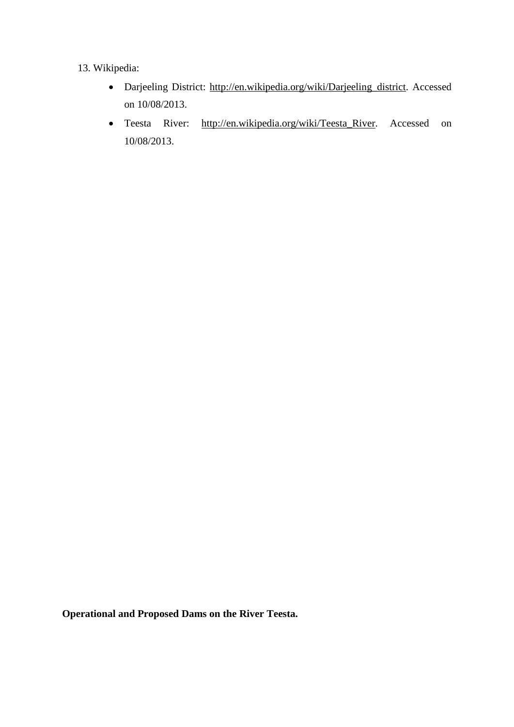13. Wikipedia:
    - Darjeeling District: http://en.wikipedia.org/wiki/Darjeeling_district. Accessed on 10/08/2013.
    - Teesta River: http://en.wikipedia.org/wiki/Teesta_River. Accessed on 10/08/2013.

**Operational and Proposed Dams on the River Teesta.**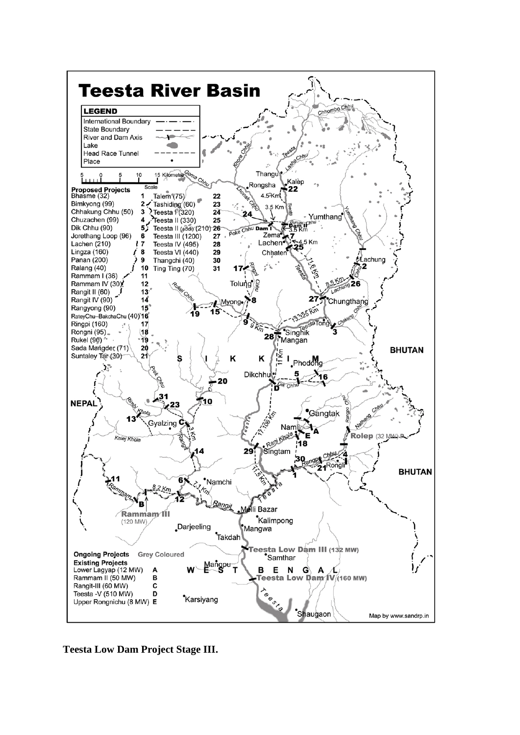# Teesta River Basin

**LEGEND**

- International Boundary
- State Boundary
- River and Dam Axis
- Lake
- Head Race Tunnel
- Place

Scale: 5 0 5 10 15 Kilometre

**Proposed Projects**

| Project | No. | Project | No. |
|---|---|---|---|
| Bhasme (32) | 1 | Talem (75) | 22 |
| Bimkyong (99) | 2 | Tashiding (60) | 23 |
| Chhakung Chhu (50) | 3 | Teesta I (320) | 24 |
| Chuzachen (99) | 4 | Teesta II (330) | 25 |
| Dik Chhu (90) | 5 | Teesta II (addl) (210) | 26 |
| Jorethang Loop (96) | 6 | Teesta III (1200) | 27 |
| Lachen (210) | 7 | Teesta IV (495) | 28 |
| Lingza (160) | 8 | Teesta VI (440) | 29 |
| Panan (200) | 9 | Thangchi (40) | 30 |
| Ralang (40) | 10 | Ting Ting (70) | 31 |
| Rammam I (36) | 11 | | |
| Rammam IV (30) | 12 | | |
| Rangit II (60) | 13 | | |
| Rangit IV (90) | 14 | | |
| Rangyong (90) | 15 | | |
| RateyChu–BakchaChu (40) | 16 | | |
| Ringpi (160) | 17 | | |
| Rongni (95) | 18 | | |
| Rukel (90) | 19 | | |
| Sada Mangder (71) | 20 | | |
| Suntaley Tar (30) | 21 | | |

**Ongoing Projects** Grey Coloured

**Existing Projects**

| Project | |
|---|---|
| Lower Lagyap (12 MW) | A |
| Rammam II (50 MW) | B |
| Rangit-III (60 MW) | C |
| Teesta -V (510 MW) | D |
| Upper Rongnichu (8 MW) | E |

Rolep (32 MW), Rammam III (120 MW), Teesta Low Dam III (132 MW), Teesta Low Dam IV (160 MW)

Map by www.sandrp.in

**Teesta Low Dam Project Stage III.**